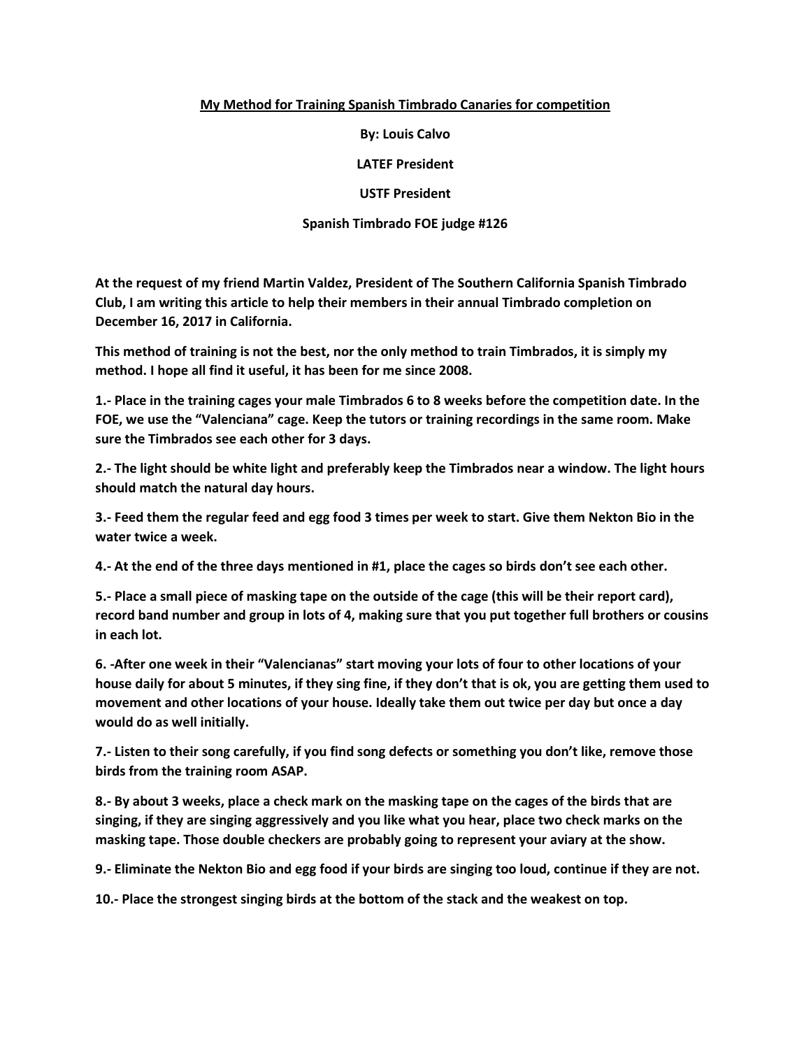# My Method for Training Spanish Timbrado Canaries for competition

**By: Louis Calvo**

**LATEF President**

**USTF President**

**Spanish Timbrado FOE judge #126**

**At the request of my friend Martin Valdez, President of The Southern California Spanish Timbrado Club, I am writing this article to help their members in their annual Timbrado completion on December 16, 2017 in California.**

**This method of training is not the best, nor the only method to train Timbrados, it is simply my method. I hope all find it useful, it has been for me since 2008.**

**1.- Place in the training cages your male Timbrados 6 to 8 weeks before the competition date. In the FOE, we use the "Valenciana" cage. Keep the tutors or training recordings in the same room. Make sure the Timbrados see each other for 3 days.**

**2.- The light should be white light and preferably keep the Timbrados near a window. The light hours should match the natural day hours.**

**3.- Feed them the regular feed and egg food 3 times per week to start. Give them Nekton Bio in the water twice a week.**

**4.- At the end of the three days mentioned in #1, place the cages so birds don't see each other.**

**5.- Place a small piece of masking tape on the outside of the cage (this will be their report card), record band number and group in lots of 4, making sure that you put together full brothers or cousins in each lot.**

**6. -After one week in their "Valencianas" start moving your lots of four to other locations of your house daily for about 5 minutes, if they sing fine, if they don't that is ok, you are getting them used to movement and other locations of your house. Ideally take them out twice per day but once a day would do as well initially.**

**7.- Listen to their song carefully, if you find song defects or something you don't like, remove those birds from the training room ASAP.**

**8.- By about 3 weeks, place a check mark on the masking tape on the cages of the birds that are singing, if they are singing aggressively and you like what you hear, place two check marks on the masking tape. Those double checkers are probably going to represent your aviary at the show.**

**9.- Eliminate the Nekton Bio and egg food if your birds are singing too loud, continue if they are not.**

**10.- Place the strongest singing birds at the bottom of the stack and the weakest on top.**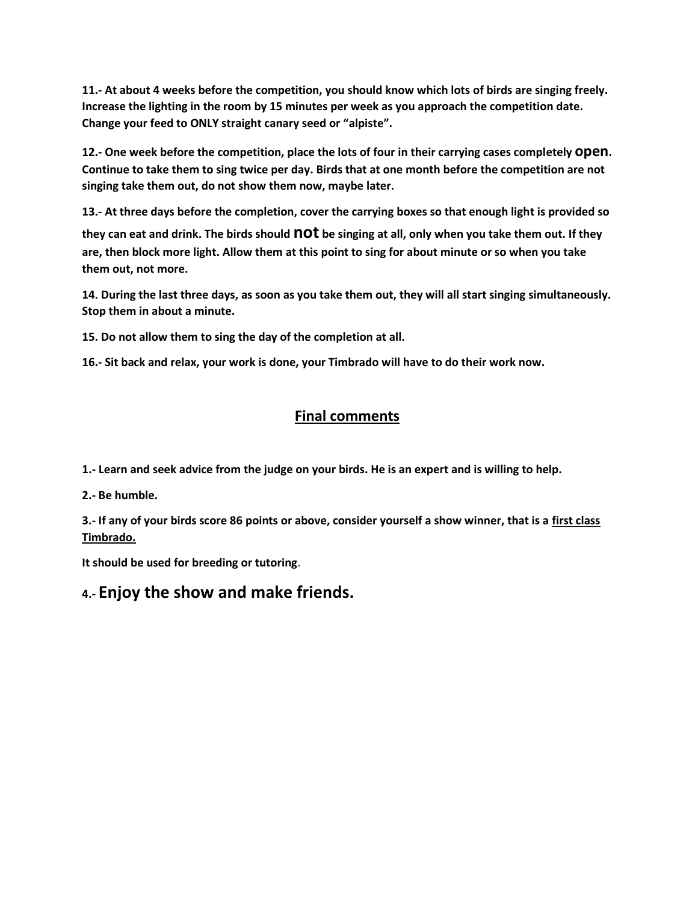**11.- At about 4 weeks before the competition, you should know which lots of birds are singing freely. Increase the lighting in the room by 15 minutes per week as you approach the competition date. Change your feed to ONLY straight canary seed or "alpiste".**

**12.- One week before the competition, place the lots of four in their carrying cases completely open. Continue to take them to sing twice per day. Birds that at one month before the competition are not singing take them out, do not show them now, maybe later.**

**13.- At three days before the completion, cover the carrying boxes so that enough light is provided so they can eat and drink. The birds should not be singing at all, only when you take them out. If they are, then block more light. Allow them at this point to sing for about minute or so when you take them out, not more.**

**14. During the last three days, as soon as you take them out, they will all start singing simultaneously. Stop them in about a minute.**

**15. Do not allow them to sing the day of the completion at all.**

**16.- Sit back and relax, your work is done, your Timbrado will have to do their work now.**

## Final comments

**1.- Learn and seek advice from the judge on your birds. He is an expert and is willing to help.**

**2.- Be humble.**

**3.- If any of your birds score 86 points or above, consider yourself a show winner, that is a first class Timbrado.**

**It should be used for breeding or tutoring.**

## 4.- Enjoy the show and make friends.